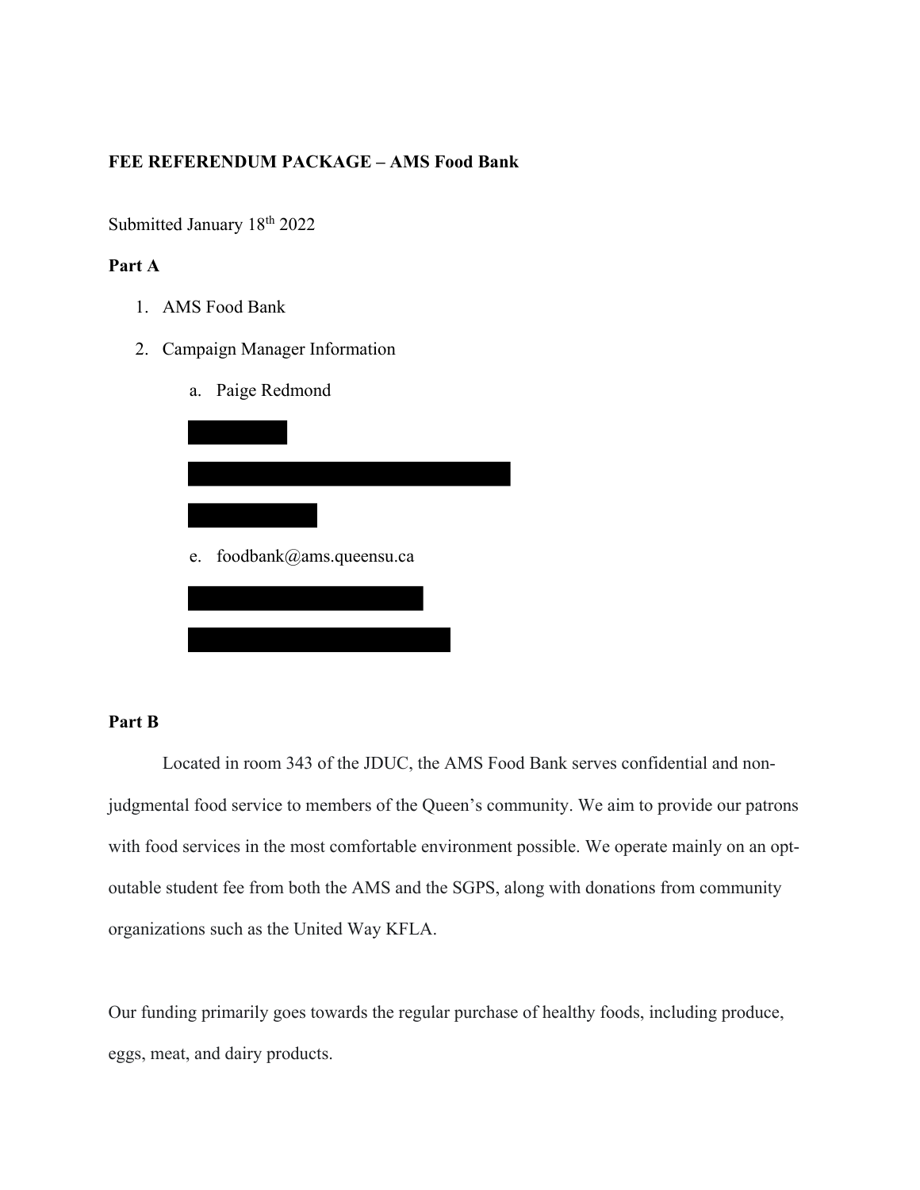**FEE REFERENDUM PACKAGE – AMS Food Bank**

Submitted January 18th 2022

**Part A**

1. AMS Food Bank
2. Campaign Manager Information
   a. Paige Redmond

   e. foodbank@ams.queensu.ca

**Part B**

Located in room 343 of the JDUC, the AMS Food Bank serves confidential and non-judgmental food service to members of the Queen's community. We aim to provide our patrons with food services in the most comfortable environment possible. We operate mainly on an opt-outable student fee from both the AMS and the SGPS, along with donations from community organizations such as the United Way KFLA.

Our funding primarily goes towards the regular purchase of healthy foods, including produce, eggs, meat, and dairy products.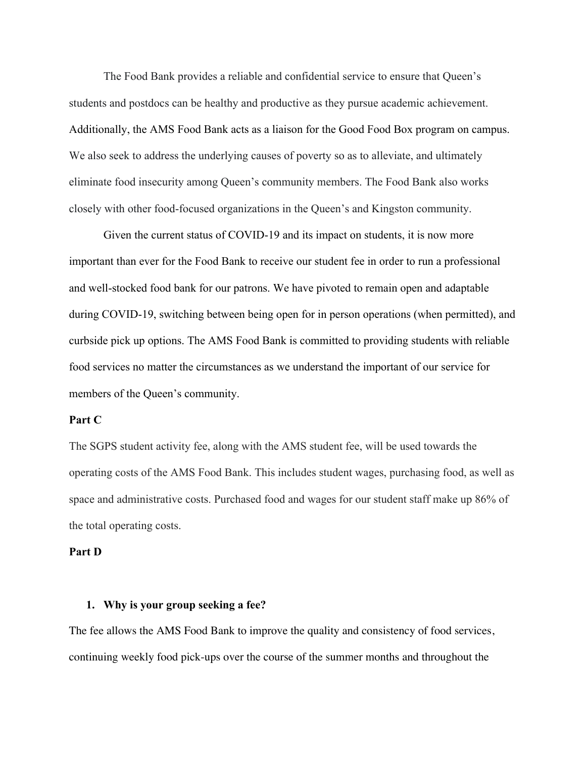The Food Bank provides a reliable and confidential service to ensure that Queen's students and postdocs can be healthy and productive as they pursue academic achievement. Additionally, the AMS Food Bank acts as a liaison for the Good Food Box program on campus. We also seek to address the underlying causes of poverty so as to alleviate, and ultimately eliminate food insecurity among Queen's community members. The Food Bank also works closely with other food-focused organizations in the Queen's and Kingston community.

Given the current status of COVID-19 and its impact on students, it is now more important than ever for the Food Bank to receive our student fee in order to run a professional and well-stocked food bank for our patrons. We have pivoted to remain open and adaptable during COVID-19, switching between being open for in person operations (when permitted), and curbside pick up options. The AMS Food Bank is committed to providing students with reliable food services no matter the circumstances as we understand the important of our service for members of the Queen's community.

**Part C**

The SGPS student activity fee, along with the AMS student fee, will be used towards the operating costs of the AMS Food Bank. This includes student wages, purchasing food, as well as space and administrative costs. Purchased food and wages for our student staff make up 86% of the total operating costs.

**Part D**

1. **Why is your group seeking a fee?**

The fee allows the AMS Food Bank to improve the quality and consistency of food services, continuing weekly food pick-ups over the course of the summer months and throughout the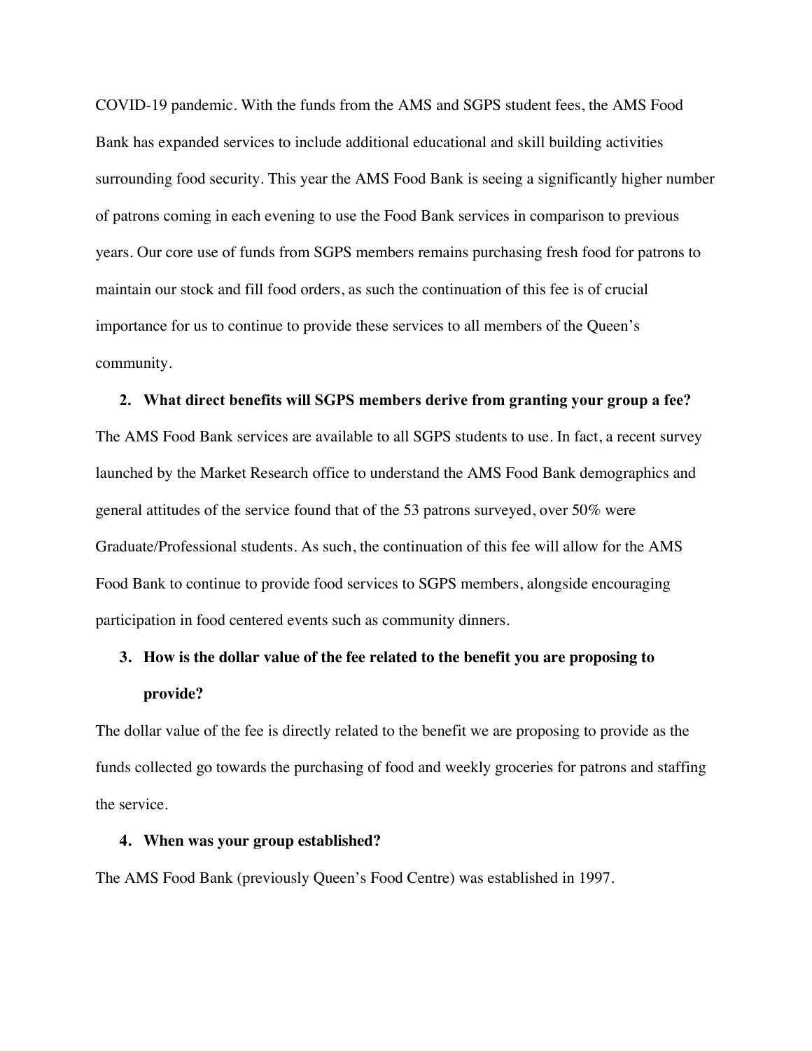COVID-19 pandemic. With the funds from the AMS and SGPS student fees, the AMS Food Bank has expanded services to include additional educational and skill building activities surrounding food security. This year the AMS Food Bank is seeing a significantly higher number of patrons coming in each evening to use the Food Bank services in comparison to previous years. Our core use of funds from SGPS members remains purchasing fresh food for patrons to maintain our stock and fill food orders, as such the continuation of this fee is of crucial importance for us to continue to provide these services to all members of the Queen's community.

2. **What direct benefits will SGPS members derive from granting your group a fee?**

The AMS Food Bank services are available to all SGPS students to use. In fact, a recent survey launched by the Market Research office to understand the AMS Food Bank demographics and general attitudes of the service found that of the 53 patrons surveyed, over 50% were Graduate/Professional students. As such, the continuation of this fee will allow for the AMS Food Bank to continue to provide food services to SGPS members, alongside encouraging participation in food centered events such as community dinners.

3. **How is the dollar value of the fee related to the benefit you are proposing to provide?**

The dollar value of the fee is directly related to the benefit we are proposing to provide as the funds collected go towards the purchasing of food and weekly groceries for patrons and staffing the service.

4. **When was your group established?**

The AMS Food Bank (previously Queen's Food Centre) was established in 1997.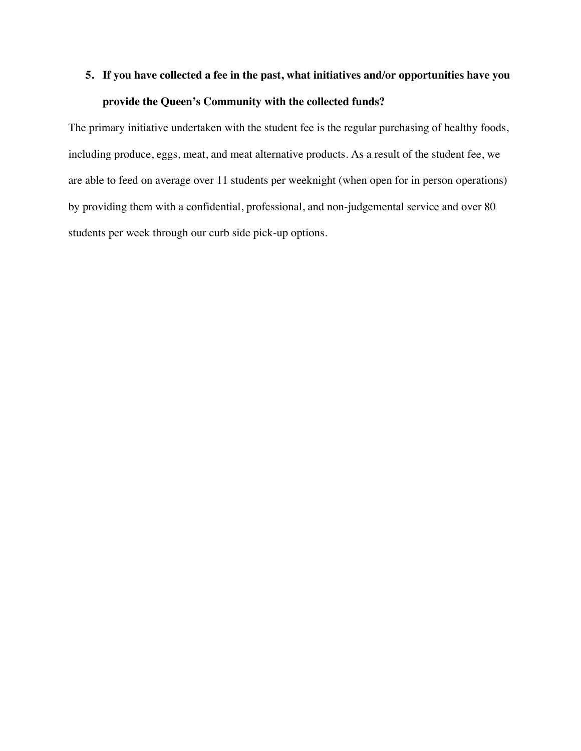5. **If you have collected a fee in the past, what initiatives and/or opportunities have you provide the Queen's Community with the collected funds?**

The primary initiative undertaken with the student fee is the regular purchasing of healthy foods, including produce, eggs, meat, and meat alternative products. As a result of the student fee, we are able to feed on average over 11 students per weeknight (when open for in person operations) by providing them with a confidential, professional, and non-judgemental service and over 80 students per week through our curb side pick-up options.